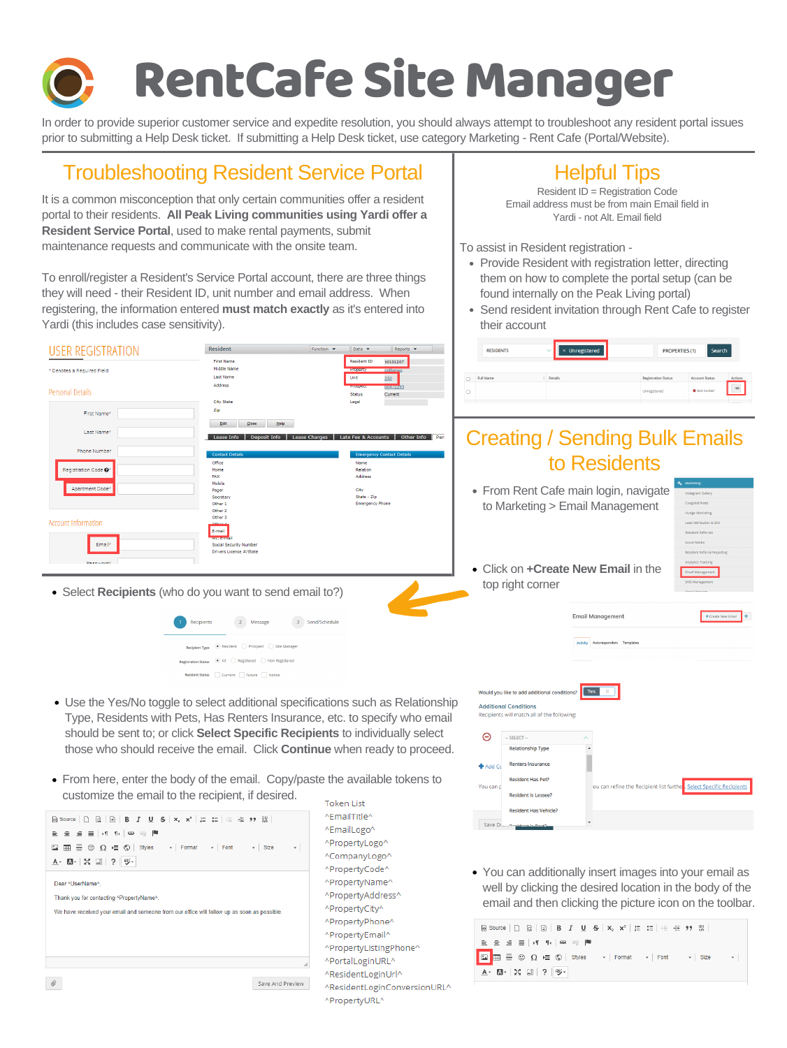# RentCafe Site Manager

In order to provide superior customer service and expedite resolution, you should always attempt to troubleshoot any resident portal issues prior to submitting a Help Desk ticket. If submitting a Help Desk ticket, use category Marketing - Rent Cafe (Portal/Website).

## Troubleshooting Resident Service Portal

It is a common misconception that only certain communities offer a resident portal to their residents. **All Peak Living communities using Yardi offer a Resident Service Portal**, used to make rental payments, submit maintenance requests and communicate with the onsite team.

To enroll/register a Resident's Service Portal account, there are three things they will need - their Resident ID, unit number and email address. When registering, the information entered **must match exactly** as it's entered into Yardi (this includes case sensitivity).

## Helpful Tips

Resident ID = Registration Code
Email address must be from main Email field in Yardi - not Alt. Email field

To assist in Resident registration -

- Provide Resident with registration letter, directing them on how to complete the portal setup (can be found internally on the Peak Living portal)
- Send resident invitation through Rent Cafe to register their account

## Creating / Sending Bulk Emails to Residents

- From Rent Cafe main login, navigate to Marketing > Email Management
- Click on **+Create New Email** in the top right corner
- Select **Recipients** (who do you want to send email to?)
- Use the Yes/No toggle to select additional specifications such as Relationship Type, Residents with Pets, Has Renters Insurance, etc. to specify who email should be sent to; or click **Select Specific Recipients** to individually select those who should receive the email. Click **Continue** when ready to proceed.
- From here, enter the body of the email. Copy/paste the available tokens to customize the email to the recipient, if desired.

Token List
^EmailTitle^
^EmailLogo^
^PropertyLogo^
^CompanyLogo^
^PropertyCode^
^PropertyName^
^PropertyAddress^
^PropertyCity^
^PropertyPhone^
^PropertyEmail^
^PropertyListingPhone^
^PortalLoginURL^
^ResidentLoginUrl^
^ResidentLoginConversionURL^
^PropertyURL^

- You can additionally insert images into your email as well by clicking the desired location in the body of the email and then clicking the picture icon on the toolbar.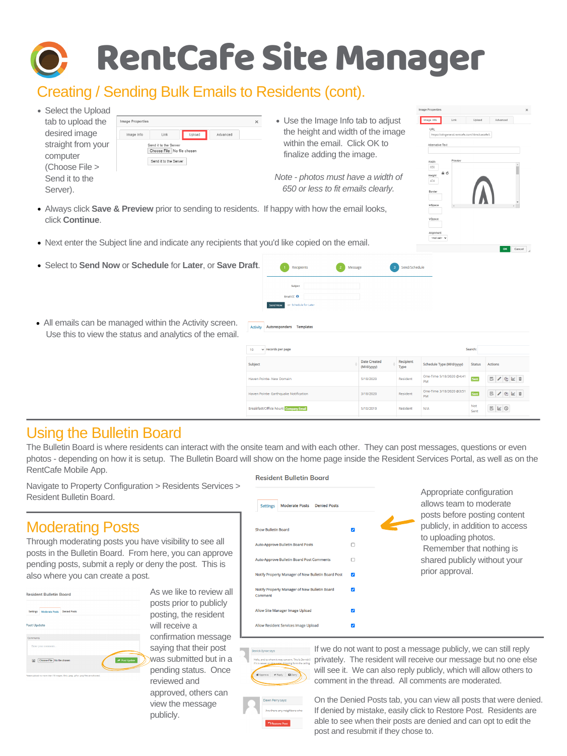# RentCafe Site Manager

## Creating / Sending Bulk Emails to Residents (cont).

- Select the Upload tab to upload the desired image straight from your computer (Choose File > Send it to the Server).
- Use the Image Info tab to adjust the height and width of the image within the email. Click OK to finalize adding the image.

*Note - photos must have a width of 650 or less to fit emails clearly.*

- Always click **Save & Preview** prior to sending to residents. If happy with how the email looks, click **Continue**.
- Next enter the Subject line and indicate any recipients that you'd like copied on the email.
- Select to **Send Now** or **Schedule for Later**, or **Save Draft**.
- All emails can be managed within the Activity screen. Use this to view the status and analytics of the email.

## Using the Bulletin Board

The Bulletin Board is where residents can interact with the onsite team and with each other. They can post messages, questions or even photos - depending on how it is setup. The Bulletin Board will show on the home page inside the Resident Services Portal, as well as on the RentCafe Mobile App.

Navigate to Property Configuration > Residents Services > Resident Bulletin Board.

Appropriate configuration allows team to moderate posts before posting content publicly, in addition to access to uploading photos. Remember that nothing is shared publicly without your prior approval.

## Moderating Posts

Through moderating posts you have visibility to see all posts in the Bulletin Board. From here, you can approve pending posts, submit a reply or deny the post. This is also where you can create a post.

As we like to review all posts prior to publicly posting, the resident will receive a confirmation message saying that their post was submitted but in a pending status. Once reviewed and approved, others can view the message publicly.

If we do not want to post a message publicly, we can still reply privately. The resident will receive our message but no one else will see it. We can also reply publicly, which will allow others to comment in the thread. All comments are moderated.

On the Denied Posts tab, you can view all posts that were denied. If denied by mistake, easily click to Restore Post. Residents are able to see when their posts are denied and can opt to edit the post and resubmit if they chose to.